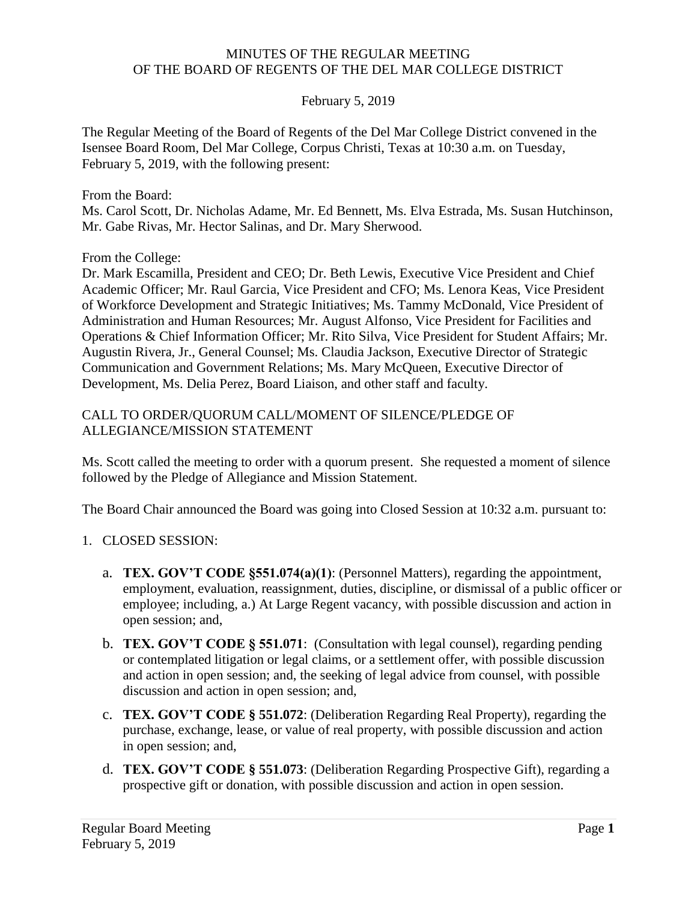# MINUTES OF THE REGULAR MEETING OF THE BOARD OF REGENTS OF THE DEL MAR COLLEGE DISTRICT

February 5, 2019

The Regular Meeting of the Board of Regents of the Del Mar College District convened in the Isensee Board Room, Del Mar College, Corpus Christi, Texas at 10:30 a.m. on Tuesday, February 5, 2019, with the following present:

From the Board:
Ms. Carol Scott, Dr. Nicholas Adame, Mr. Ed Bennett, Ms. Elva Estrada, Ms. Susan Hutchinson, Mr. Gabe Rivas, Mr. Hector Salinas, and Dr. Mary Sherwood.

From the College:
Dr. Mark Escamilla, President and CEO; Dr. Beth Lewis, Executive Vice President and Chief Academic Officer; Mr. Raul Garcia, Vice President and CFO; Ms. Lenora Keas, Vice President of Workforce Development and Strategic Initiatives; Ms. Tammy McDonald, Vice President of Administration and Human Resources; Mr. August Alfonso, Vice President for Facilities and Operations & Chief Information Officer; Mr. Rito Silva, Vice President for Student Affairs; Mr. Augustin Rivera, Jr., General Counsel; Ms. Claudia Jackson, Executive Director of Strategic Communication and Government Relations; Ms. Mary McQueen, Executive Director of Development, Ms. Delia Perez, Board Liaison, and other staff and faculty.

## CALL TO ORDER/QUORUM CALL/MOMENT OF SILENCE/PLEDGE OF ALLEGIANCE/MISSION STATEMENT

Ms. Scott called the meeting to order with a quorum present. She requested a moment of silence followed by the Pledge of Allegiance and Mission Statement.

The Board Chair announced the Board was going into Closed Session at 10:32 a.m. pursuant to:

1. CLOSED SESSION:

   a. **TEX. GOV'T CODE §551.074(a)(1)**: (Personnel Matters), regarding the appointment, employment, evaluation, reassignment, duties, discipline, or dismissal of a public officer or employee; including, a.) At Large Regent vacancy, with possible discussion and action in open session; and,

   b. **TEX. GOV'T CODE § 551.071**: (Consultation with legal counsel), regarding pending or contemplated litigation or legal claims, or a settlement offer, with possible discussion and action in open session; and, the seeking of legal advice from counsel, with possible discussion and action in open session; and,

   c. **TEX. GOV'T CODE § 551.072**: (Deliberation Regarding Real Property), regarding the purchase, exchange, lease, or value of real property, with possible discussion and action in open session; and,

   d. **TEX. GOV'T CODE § 551.073**: (Deliberation Regarding Prospective Gift), regarding a prospective gift or donation, with possible discussion and action in open session.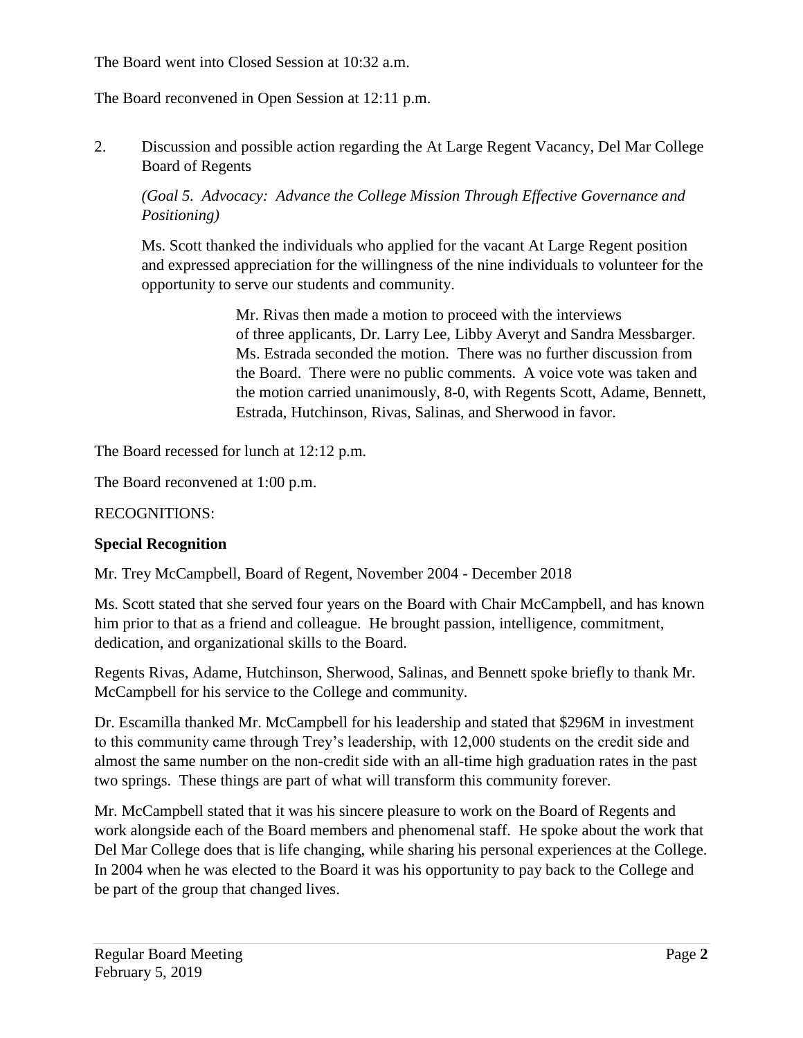The Board went into Closed Session at 10:32 a.m.

The Board reconvened in Open Session at 12:11 p.m.

2. Discussion and possible action regarding the At Large Regent Vacancy, Del Mar College Board of Regents

   *(Goal 5. Advocacy: Advance the College Mission Through Effective Governance and Positioning)*

   Ms. Scott thanked the individuals who applied for the vacant At Large Regent position and expressed appreciation for the willingness of the nine individuals to volunteer for the opportunity to serve our students and community.

   > Mr. Rivas then made a motion to proceed with the interviews of three applicants, Dr. Larry Lee, Libby Averyt and Sandra Messbarger. Ms. Estrada seconded the motion. There was no further discussion from the Board. There were no public comments. A voice vote was taken and the motion carried unanimously, 8-0, with Regents Scott, Adame, Bennett, Estrada, Hutchinson, Rivas, Salinas, and Sherwood in favor.

The Board recessed for lunch at 12:12 p.m.

The Board reconvened at 1:00 p.m.

RECOGNITIONS:

**Special Recognition**

Mr. Trey McCampbell, Board of Regent, November 2004 - December 2018

Ms. Scott stated that she served four years on the Board with Chair McCampbell, and has known him prior to that as a friend and colleague. He brought passion, intelligence, commitment, dedication, and organizational skills to the Board.

Regents Rivas, Adame, Hutchinson, Sherwood, Salinas, and Bennett spoke briefly to thank Mr. McCampbell for his service to the College and community.

Dr. Escamilla thanked Mr. McCampbell for his leadership and stated that $296M in investment to this community came through Trey's leadership, with 12,000 students on the credit side and almost the same number on the non-credit side with an all-time high graduation rates in the past two springs. These things are part of what will transform this community forever.

Mr. McCampbell stated that it was his sincere pleasure to work on the Board of Regents and work alongside each of the Board members and phenomenal staff. He spoke about the work that Del Mar College does that is life changing, while sharing his personal experiences at the College. In 2004 when he was elected to the Board it was his opportunity to pay back to the College and be part of the group that changed lives.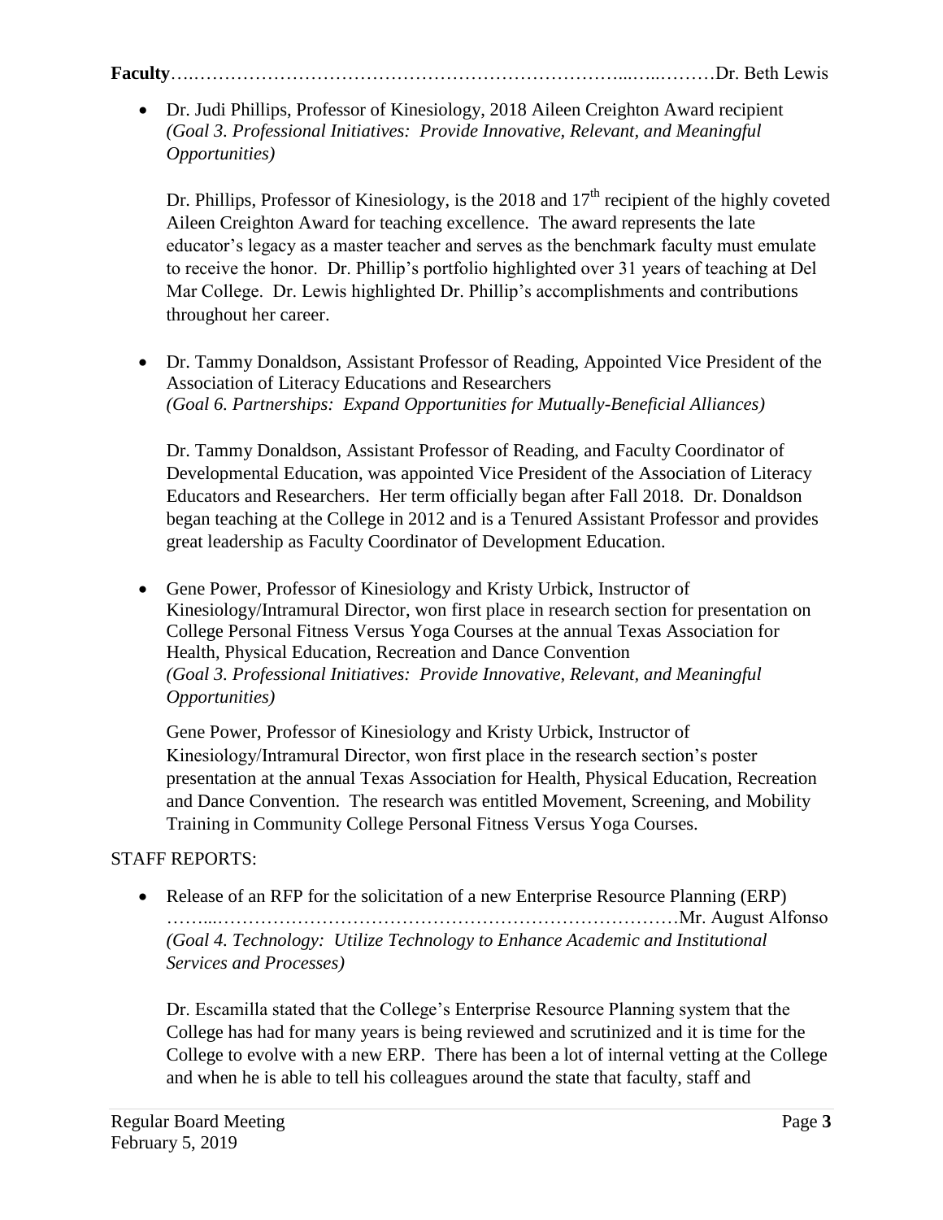**Faculty**…………………………………………………………………...…..………Dr. Beth Lewis

- Dr. Judi Phillips, Professor of Kinesiology, 2018 Aileen Creighton Award recipient *(Goal 3. Professional Initiatives: Provide Innovative, Relevant, and Meaningful Opportunities)*

  Dr. Phillips, Professor of Kinesiology, is the 2018 and 17th recipient of the highly coveted Aileen Creighton Award for teaching excellence. The award represents the late educator's legacy as a master teacher and serves as the benchmark faculty must emulate to receive the honor. Dr. Phillip's portfolio highlighted over 31 years of teaching at Del Mar College. Dr. Lewis highlighted Dr. Phillip's accomplishments and contributions throughout her career.

- Dr. Tammy Donaldson, Assistant Professor of Reading, Appointed Vice President of the Association of Literacy Educations and Researchers *(Goal 6. Partnerships: Expand Opportunities for Mutually-Beneficial Alliances)*

  Dr. Tammy Donaldson, Assistant Professor of Reading, and Faculty Coordinator of Developmental Education, was appointed Vice President of the Association of Literacy Educators and Researchers. Her term officially began after Fall 2018. Dr. Donaldson began teaching at the College in 2012 and is a Tenured Assistant Professor and provides great leadership as Faculty Coordinator of Development Education.

- Gene Power, Professor of Kinesiology and Kristy Urbick, Instructor of Kinesiology/Intramural Director, won first place in research section for presentation on College Personal Fitness Versus Yoga Courses at the annual Texas Association for Health, Physical Education, Recreation and Dance Convention *(Goal 3. Professional Initiatives: Provide Innovative, Relevant, and Meaningful Opportunities)*

  Gene Power, Professor of Kinesiology and Kristy Urbick, Instructor of Kinesiology/Intramural Director, won first place in the research section's poster presentation at the annual Texas Association for Health, Physical Education, Recreation and Dance Convention. The research was entitled Movement, Screening, and Mobility Training in Community College Personal Fitness Versus Yoga Courses.

STAFF REPORTS:

- Release of an RFP for the solicitation of a new Enterprise Resource Planning (ERP) ……...……………………………………………………………………Mr. August Alfonso *(Goal 4. Technology: Utilize Technology to Enhance Academic and Institutional Services and Processes)*

  Dr. Escamilla stated that the College's Enterprise Resource Planning system that the College has had for many years is being reviewed and scrutinized and it is time for the College to evolve with a new ERP. There has been a lot of internal vetting at the College and when he is able to tell his colleagues around the state that faculty, staff and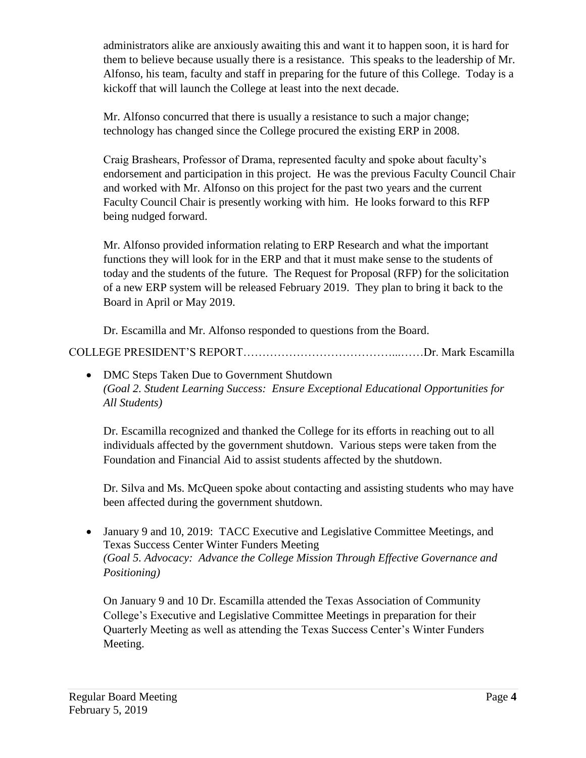administrators alike are anxiously awaiting this and want it to happen soon, it is hard for them to believe because usually there is a resistance. This speaks to the leadership of Mr. Alfonso, his team, faculty and staff in preparing for the future of this College. Today is a kickoff that will launch the College at least into the next decade.

Mr. Alfonso concurred that there is usually a resistance to such a major change; technology has changed since the College procured the existing ERP in 2008.

Craig Brashears, Professor of Drama, represented faculty and spoke about faculty's endorsement and participation in this project. He was the previous Faculty Council Chair and worked with Mr. Alfonso on this project for the past two years and the current Faculty Council Chair is presently working with him. He looks forward to this RFP being nudged forward.

Mr. Alfonso provided information relating to ERP Research and what the important functions they will look for in the ERP and that it must make sense to the students of today and the students of the future. The Request for Proposal (RFP) for the solicitation of a new ERP system will be released February 2019. They plan to bring it back to the Board in April or May 2019.

Dr. Escamilla and Mr. Alfonso responded to questions from the Board.

COLLEGE PRESIDENT'S REPORT…………………………………...……Dr. Mark Escamilla

- DMC Steps Taken Due to Government Shutdown
  *(Goal 2. Student Learning Success: Ensure Exceptional Educational Opportunities for All Students)*

  Dr. Escamilla recognized and thanked the College for its efforts in reaching out to all individuals affected by the government shutdown. Various steps were taken from the Foundation and Financial Aid to assist students affected by the shutdown.

  Dr. Silva and Ms. McQueen spoke about contacting and assisting students who may have been affected during the government shutdown.

- January 9 and 10, 2019: TACC Executive and Legislative Committee Meetings, and Texas Success Center Winter Funders Meeting
  *(Goal 5. Advocacy: Advance the College Mission Through Effective Governance and Positioning)*

  On January 9 and 10 Dr. Escamilla attended the Texas Association of Community College's Executive and Legislative Committee Meetings in preparation for their Quarterly Meeting as well as attending the Texas Success Center's Winter Funders Meeting.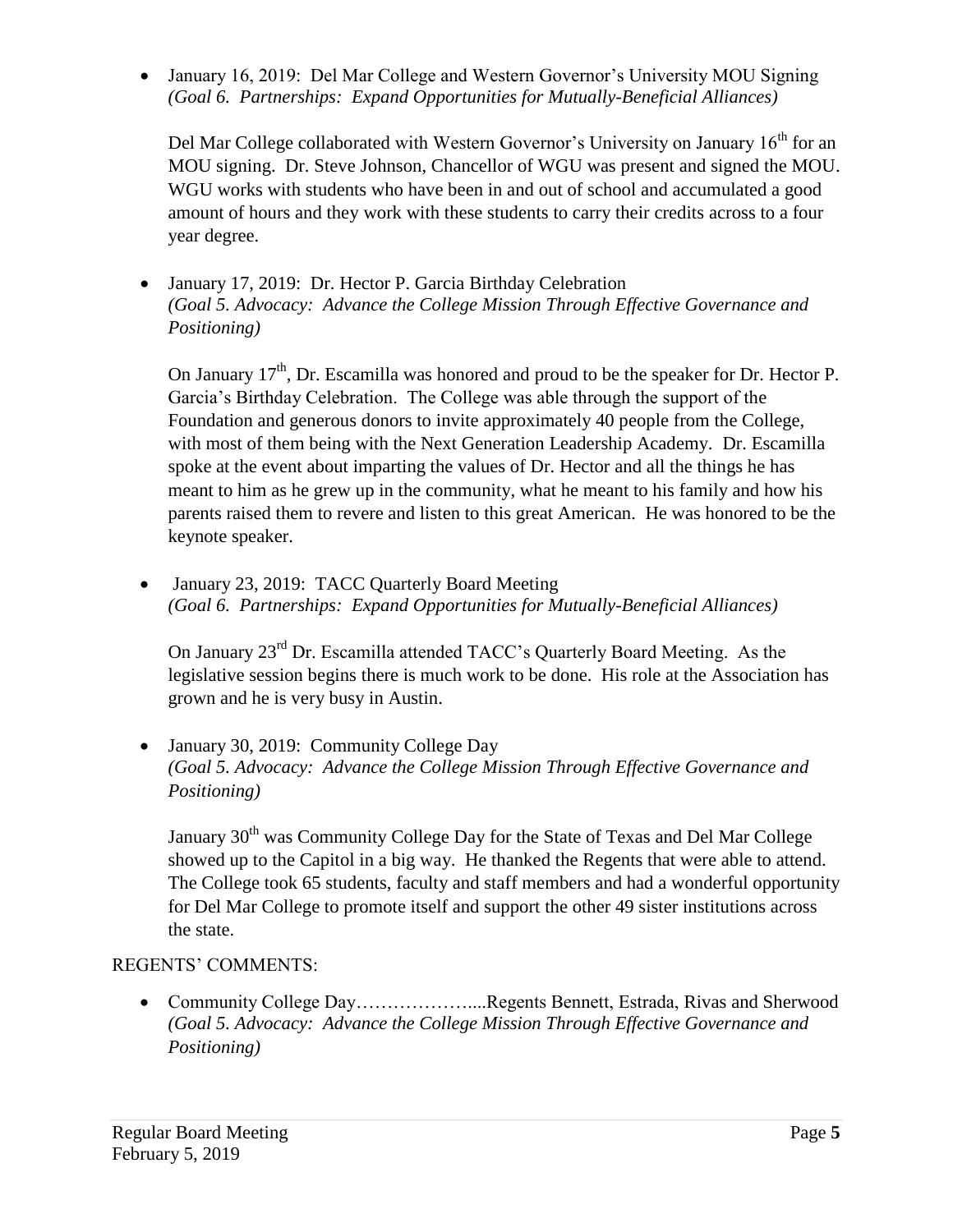- January 16, 2019: Del Mar College and Western Governor's University MOU Signing *(Goal 6. Partnerships: Expand Opportunities for Mutually-Beneficial Alliances)*

  Del Mar College collaborated with Western Governor's University on January 16th for an MOU signing. Dr. Steve Johnson, Chancellor of WGU was present and signed the MOU. WGU works with students who have been in and out of school and accumulated a good amount of hours and they work with these students to carry their credits across to a four year degree.

- January 17, 2019: Dr. Hector P. Garcia Birthday Celebration *(Goal 5. Advocacy: Advance the College Mission Through Effective Governance and Positioning)*

  On January 17th, Dr. Escamilla was honored and proud to be the speaker for Dr. Hector P. Garcia's Birthday Celebration. The College was able through the support of the Foundation and generous donors to invite approximately 40 people from the College, with most of them being with the Next Generation Leadership Academy. Dr. Escamilla spoke at the event about imparting the values of Dr. Hector and all the things he has meant to him as he grew up in the community, what he meant to his family and how his parents raised them to revere and listen to this great American. He was honored to be the keynote speaker.

- January 23, 2019: TACC Quarterly Board Meeting *(Goal 6. Partnerships: Expand Opportunities for Mutually-Beneficial Alliances)*

  On January 23rd Dr. Escamilla attended TACC's Quarterly Board Meeting. As the legislative session begins there is much work to be done. His role at the Association has grown and he is very busy in Austin.

- January 30, 2019: Community College Day *(Goal 5. Advocacy: Advance the College Mission Through Effective Governance and Positioning)*

  January 30th was Community College Day for the State of Texas and Del Mar College showed up to the Capitol in a big way. He thanked the Regents that were able to attend. The College took 65 students, faculty and staff members and had a wonderful opportunity for Del Mar College to promote itself and support the other 49 sister institutions across the state.

REGENTS' COMMENTS:

- Community College Day………………....Regents Bennett, Estrada, Rivas and Sherwood *(Goal 5. Advocacy: Advance the College Mission Through Effective Governance and Positioning)*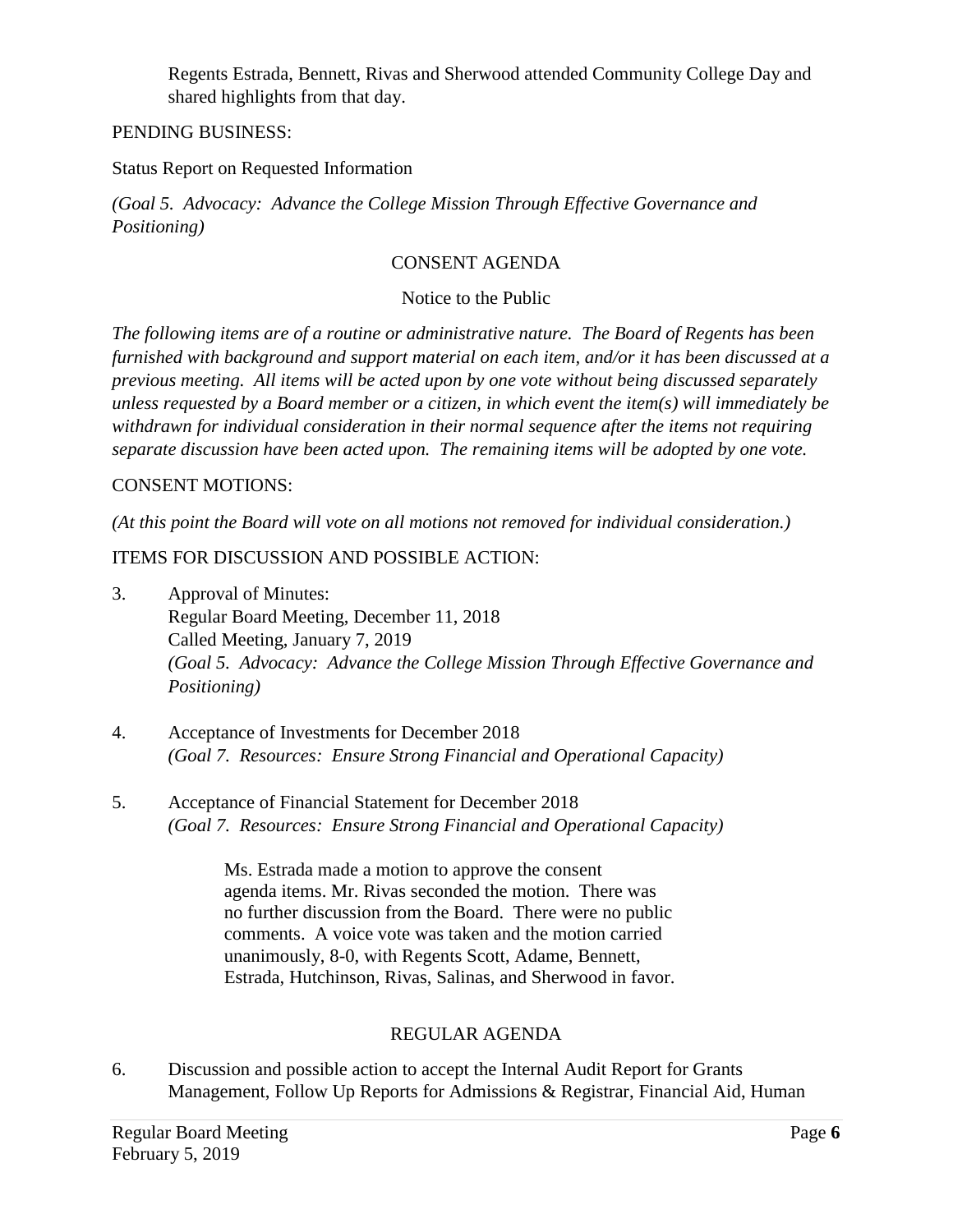Regents Estrada, Bennett, Rivas and Sherwood attended Community College Day and shared highlights from that day.

PENDING BUSINESS:

Status Report on Requested Information

*(Goal 5. Advocacy: Advance the College Mission Through Effective Governance and Positioning)*

CONSENT AGENDA

Notice to the Public

*The following items are of a routine or administrative nature. The Board of Regents has been furnished with background and support material on each item, and/or it has been discussed at a previous meeting. All items will be acted upon by one vote without being discussed separately unless requested by a Board member or a citizen, in which event the item(s) will immediately be withdrawn for individual consideration in their normal sequence after the items not requiring separate discussion have been acted upon. The remaining items will be adopted by one vote.*

CONSENT MOTIONS:

*(At this point the Board will vote on all motions not removed for individual consideration.)*

ITEMS FOR DISCUSSION AND POSSIBLE ACTION:

3. Approval of Minutes:
   Regular Board Meeting, December 11, 2018
   Called Meeting, January 7, 2019
   *(Goal 5. Advocacy: Advance the College Mission Through Effective Governance and Positioning)*

4. Acceptance of Investments for December 2018
   *(Goal 7. Resources: Ensure Strong Financial and Operational Capacity)*

5. Acceptance of Financial Statement for December 2018
   *(Goal 7. Resources: Ensure Strong Financial and Operational Capacity)*

   Ms. Estrada made a motion to approve the consent agenda items. Mr. Rivas seconded the motion. There was no further discussion from the Board. There were no public comments. A voice vote was taken and the motion carried unanimously, 8-0, with Regents Scott, Adame, Bennett, Estrada, Hutchinson, Rivas, Salinas, and Sherwood in favor.

REGULAR AGENDA

6. Discussion and possible action to accept the Internal Audit Report for Grants Management, Follow Up Reports for Admissions & Registrar, Financial Aid, Human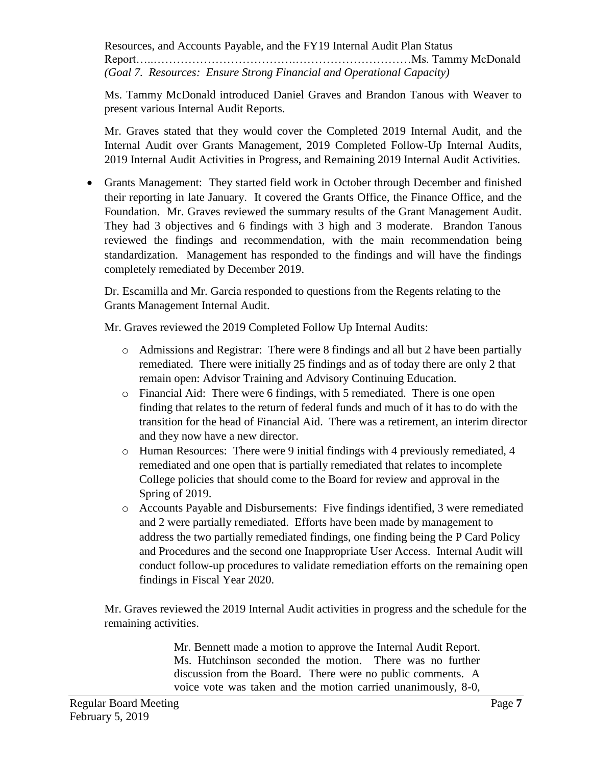Resources, and Accounts Payable, and the FY19 Internal Audit Plan Status Report…..………………………….…………………………Ms. Tammy McDonald
*(Goal 7. Resources: Ensure Strong Financial and Operational Capacity)*

Ms. Tammy McDonald introduced Daniel Graves and Brandon Tanous with Weaver to present various Internal Audit Reports.

Mr. Graves stated that they would cover the Completed 2019 Internal Audit, and the Internal Audit over Grants Management, 2019 Completed Follow-Up Internal Audits, 2019 Internal Audit Activities in Progress, and Remaining 2019 Internal Audit Activities.

- Grants Management: They started field work in October through December and finished their reporting in late January. It covered the Grants Office, the Finance Office, and the Foundation. Mr. Graves reviewed the summary results of the Grant Management Audit. They had 3 objectives and 6 findings with 3 high and 3 moderate. Brandon Tanous reviewed the findings and recommendation, with the main recommendation being standardization. Management has responded to the findings and will have the findings completely remediated by December 2019.

  Dr. Escamilla and Mr. Garcia responded to questions from the Regents relating to the Grants Management Internal Audit.

  Mr. Graves reviewed the 2019 Completed Follow Up Internal Audits:

  - Admissions and Registrar: There were 8 findings and all but 2 have been partially remediated. There were initially 25 findings and as of today there are only 2 that remain open: Advisor Training and Advisory Continuing Education.
  - Financial Aid: There were 6 findings, with 5 remediated. There is one open finding that relates to the return of federal funds and much of it has to do with the transition for the head of Financial Aid. There was a retirement, an interim director and they now have a new director.
  - Human Resources: There were 9 initial findings with 4 previously remediated, 4 remediated and one open that is partially remediated that relates to incomplete College policies that should come to the Board for review and approval in the Spring of 2019.
  - Accounts Payable and Disbursements: Five findings identified, 3 were remediated and 2 were partially remediated. Efforts have been made by management to address the two partially remediated findings, one finding being the P Card Policy and Procedures and the second one Inappropriate User Access. Internal Audit will conduct follow-up procedures to validate remediation efforts on the remaining open findings in Fiscal Year 2020.

  Mr. Graves reviewed the 2019 Internal Audit activities in progress and the schedule for the remaining activities.

  > Mr. Bennett made a motion to approve the Internal Audit Report. Ms. Hutchinson seconded the motion. There was no further discussion from the Board. There were no public comments. A voice vote was taken and the motion carried unanimously, 8-0,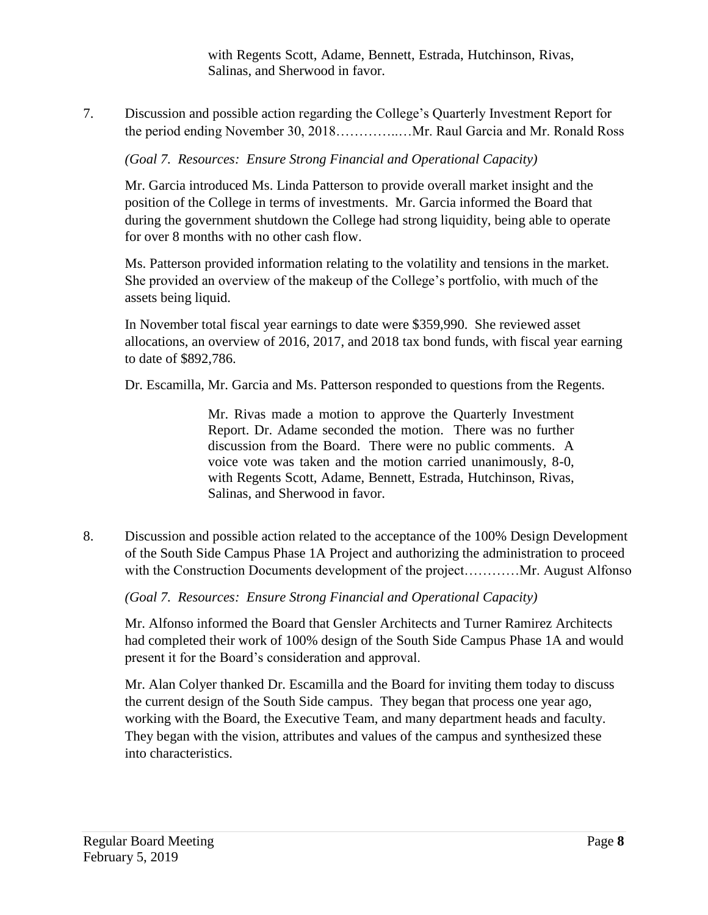with Regents Scott, Adame, Bennett, Estrada, Hutchinson, Rivas, Salinas, and Sherwood in favor.

7. Discussion and possible action regarding the College's Quarterly Investment Report for the period ending November 30, 2018…………..…Mr. Raul Garcia and Mr. Ronald Ross

*(Goal 7. Resources: Ensure Strong Financial and Operational Capacity)*

Mr. Garcia introduced Ms. Linda Patterson to provide overall market insight and the position of the College in terms of investments. Mr. Garcia informed the Board that during the government shutdown the College had strong liquidity, being able to operate for over 8 months with no other cash flow.

Ms. Patterson provided information relating to the volatility and tensions in the market. She provided an overview of the makeup of the College's portfolio, with much of the assets being liquid.

In November total fiscal year earnings to date were $359,990. She reviewed asset allocations, an overview of 2016, 2017, and 2018 tax bond funds, with fiscal year earning to date of $892,786.

Dr. Escamilla, Mr. Garcia and Ms. Patterson responded to questions from the Regents.

> Mr. Rivas made a motion to approve the Quarterly Investment Report. Dr. Adame seconded the motion. There was no further discussion from the Board. There were no public comments. A voice vote was taken and the motion carried unanimously, 8-0, with Regents Scott, Adame, Bennett, Estrada, Hutchinson, Rivas, Salinas, and Sherwood in favor.

8. Discussion and possible action related to the acceptance of the 100% Design Development of the South Side Campus Phase 1A Project and authorizing the administration to proceed with the Construction Documents development of the project…………Mr. August Alfonso

*(Goal 7. Resources: Ensure Strong Financial and Operational Capacity)*

Mr. Alfonso informed the Board that Gensler Architects and Turner Ramirez Architects had completed their work of 100% design of the South Side Campus Phase 1A and would present it for the Board's consideration and approval.

Mr. Alan Colyer thanked Dr. Escamilla and the Board for inviting them today to discuss the current design of the South Side campus. They began that process one year ago, working with the Board, the Executive Team, and many department heads and faculty. They began with the vision, attributes and values of the campus and synthesized these into characteristics.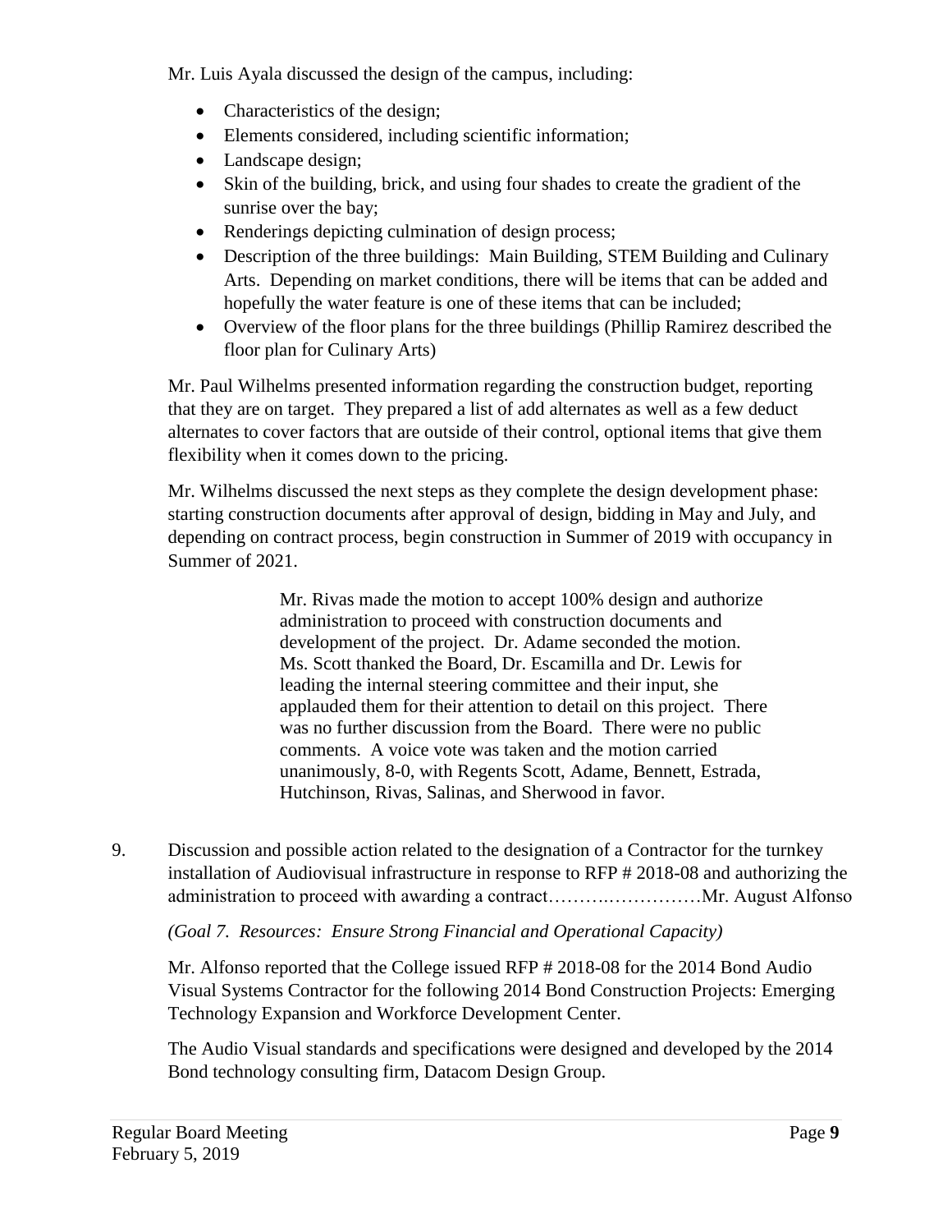Mr. Luis Ayala discussed the design of the campus, including:

- Characteristics of the design;
- Elements considered, including scientific information;
- Landscape design;
- Skin of the building, brick, and using four shades to create the gradient of the sunrise over the bay;
- Renderings depicting culmination of design process;
- Description of the three buildings: Main Building, STEM Building and Culinary Arts. Depending on market conditions, there will be items that can be added and hopefully the water feature is one of these items that can be included;
- Overview of the floor plans for the three buildings (Phillip Ramirez described the floor plan for Culinary Arts)

Mr. Paul Wilhelms presented information regarding the construction budget, reporting that they are on target. They prepared a list of add alternates as well as a few deduct alternates to cover factors that are outside of their control, optional items that give them flexibility when it comes down to the pricing.

Mr. Wilhelms discussed the next steps as they complete the design development phase: starting construction documents after approval of design, bidding in May and July, and depending on contract process, begin construction in Summer of 2019 with occupancy in Summer of 2021.

> Mr. Rivas made the motion to accept 100% design and authorize administration to proceed with construction documents and development of the project. Dr. Adame seconded the motion. Ms. Scott thanked the Board, Dr. Escamilla and Dr. Lewis for leading the internal steering committee and their input, she applauded them for their attention to detail on this project. There was no further discussion from the Board. There were no public comments. A voice vote was taken and the motion carried unanimously, 8-0, with Regents Scott, Adame, Bennett, Estrada, Hutchinson, Rivas, Salinas, and Sherwood in favor.

9. Discussion and possible action related to the designation of a Contractor for the turnkey installation of Audiovisual infrastructure in response to RFP # 2018-08 and authorizing the administration to proceed with awarding a contract……….……………Mr. August Alfonso

*(Goal 7. Resources: Ensure Strong Financial and Operational Capacity)*

Mr. Alfonso reported that the College issued RFP # 2018-08 for the 2014 Bond Audio Visual Systems Contractor for the following 2014 Bond Construction Projects: Emerging Technology Expansion and Workforce Development Center.

The Audio Visual standards and specifications were designed and developed by the 2014 Bond technology consulting firm, Datacom Design Group.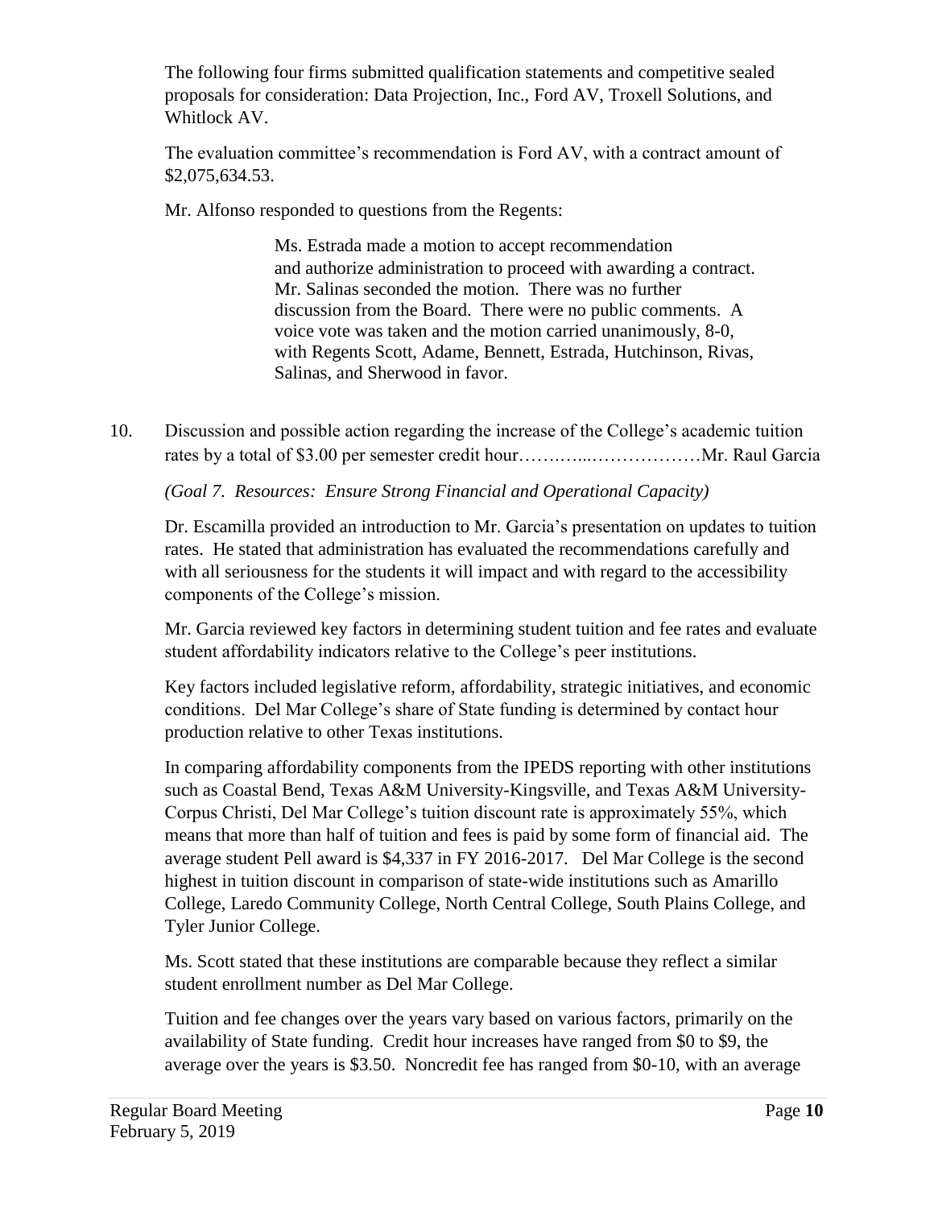The following four firms submitted qualification statements and competitive sealed proposals for consideration: Data Projection, Inc., Ford AV, Troxell Solutions, and Whitlock AV.

The evaluation committee's recommendation is Ford AV, with a contract amount of $2,075,634.53.

Mr. Alfonso responded to questions from the Regents:

> Ms. Estrada made a motion to accept recommendation and authorize administration to proceed with awarding a contract. Mr. Salinas seconded the motion. There was no further discussion from the Board. There were no public comments. A voice vote was taken and the motion carried unanimously, 8-0, with Regents Scott, Adame, Bennett, Estrada, Hutchinson, Rivas, Salinas, and Sherwood in favor.

10. Discussion and possible action regarding the increase of the College's academic tuition rates by a total of $3.00 per semester credit hour………...………………Mr. Raul Garcia

    *(Goal 7. Resources: Ensure Strong Financial and Operational Capacity)*

    Dr. Escamilla provided an introduction to Mr. Garcia's presentation on updates to tuition rates. He stated that administration has evaluated the recommendations carefully and with all seriousness for the students it will impact and with regard to the accessibility components of the College's mission.

    Mr. Garcia reviewed key factors in determining student tuition and fee rates and evaluate student affordability indicators relative to the College's peer institutions.

    Key factors included legislative reform, affordability, strategic initiatives, and economic conditions. Del Mar College's share of State funding is determined by contact hour production relative to other Texas institutions.

    In comparing affordability components from the IPEDS reporting with other institutions such as Coastal Bend, Texas A&M University-Kingsville, and Texas A&M University-Corpus Christi, Del Mar College's tuition discount rate is approximately 55%, which means that more than half of tuition and fees is paid by some form of financial aid. The average student Pell award is $4,337 in FY 2016-2017. Del Mar College is the second highest in tuition discount in comparison of state-wide institutions such as Amarillo College, Laredo Community College, North Central College, South Plains College, and Tyler Junior College.

    Ms. Scott stated that these institutions are comparable because they reflect a similar student enrollment number as Del Mar College.

    Tuition and fee changes over the years vary based on various factors, primarily on the availability of State funding. Credit hour increases have ranged from $0 to $9, the average over the years is $3.50. Noncredit fee has ranged from $0-10, with an average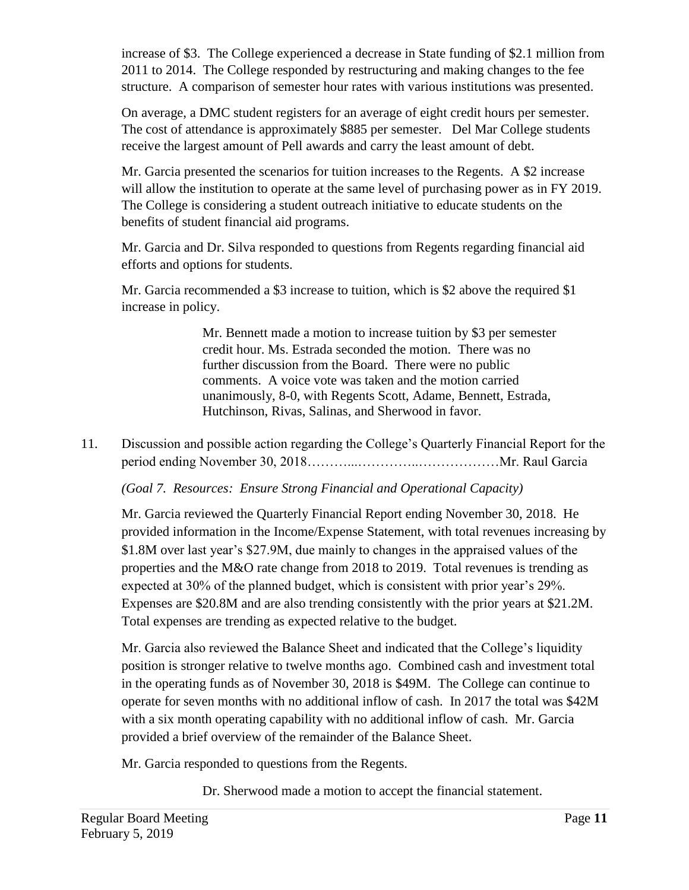increase of $3. The College experienced a decrease in State funding of $2.1 million from 2011 to 2014. The College responded by restructuring and making changes to the fee structure. A comparison of semester hour rates with various institutions was presented.

On average, a DMC student registers for an average of eight credit hours per semester. The cost of attendance is approximately $885 per semester. Del Mar College students receive the largest amount of Pell awards and carry the least amount of debt.

Mr. Garcia presented the scenarios for tuition increases to the Regents. A $2 increase will allow the institution to operate at the same level of purchasing power as in FY 2019. The College is considering a student outreach initiative to educate students on the benefits of student financial aid programs.

Mr. Garcia and Dr. Silva responded to questions from Regents regarding financial aid efforts and options for students.

Mr. Garcia recommended a $3 increase to tuition, which is $2 above the required $1 increase in policy.

> Mr. Bennett made a motion to increase tuition by $3 per semester credit hour. Ms. Estrada seconded the motion. There was no further discussion from the Board. There were no public comments. A voice vote was taken and the motion carried unanimously, 8-0, with Regents Scott, Adame, Bennett, Estrada, Hutchinson, Rivas, Salinas, and Sherwood in favor.

11. Discussion and possible action regarding the College's Quarterly Financial Report for the period ending November 30, 2018………...…………..………………Mr. Raul Garcia

*(Goal 7. Resources: Ensure Strong Financial and Operational Capacity)*

Mr. Garcia reviewed the Quarterly Financial Report ending November 30, 2018. He provided information in the Income/Expense Statement, with total revenues increasing by $1.8M over last year's $27.9M, due mainly to changes in the appraised values of the properties and the M&O rate change from 2018 to 2019. Total revenues is trending as expected at 30% of the planned budget, which is consistent with prior year's 29%. Expenses are $20.8M and are also trending consistently with the prior years at $21.2M. Total expenses are trending as expected relative to the budget.

Mr. Garcia also reviewed the Balance Sheet and indicated that the College's liquidity position is stronger relative to twelve months ago. Combined cash and investment total in the operating funds as of November 30, 2018 is $49M. The College can continue to operate for seven months with no additional inflow of cash. In 2017 the total was $42M with a six month operating capability with no additional inflow of cash. Mr. Garcia provided a brief overview of the remainder of the Balance Sheet.

Mr. Garcia responded to questions from the Regents.

> Dr. Sherwood made a motion to accept the financial statement.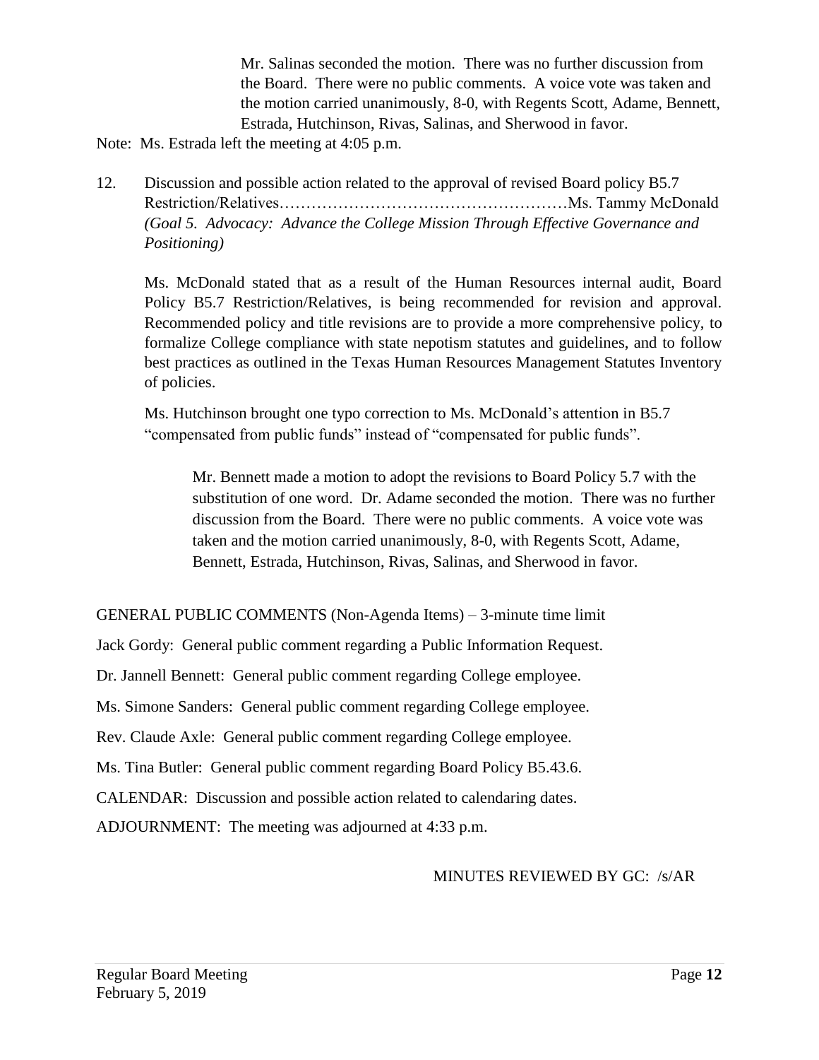Mr. Salinas seconded the motion. There was no further discussion from the Board. There were no public comments. A voice vote was taken and the motion carried unanimously, 8-0, with Regents Scott, Adame, Bennett, Estrada, Hutchinson, Rivas, Salinas, and Sherwood in favor.

Note: Ms. Estrada left the meeting at 4:05 p.m.

12. Discussion and possible action related to the approval of revised Board policy B5.7 Restriction/Relatives……………………………………………Ms. Tammy McDonald *(Goal 5. Advocacy: Advance the College Mission Through Effective Governance and Positioning)*

Ms. McDonald stated that as a result of the Human Resources internal audit, Board Policy B5.7 Restriction/Relatives, is being recommended for revision and approval. Recommended policy and title revisions are to provide a more comprehensive policy, to formalize College compliance with state nepotism statutes and guidelines, and to follow best practices as outlined in the Texas Human Resources Management Statutes Inventory of policies.

Ms. Hutchinson brought one typo correction to Ms. McDonald's attention in B5.7 "compensated from public funds" instead of "compensated for public funds".

Mr. Bennett made a motion to adopt the revisions to Board Policy 5.7 with the substitution of one word. Dr. Adame seconded the motion. There was no further discussion from the Board. There were no public comments. A voice vote was taken and the motion carried unanimously, 8-0, with Regents Scott, Adame, Bennett, Estrada, Hutchinson, Rivas, Salinas, and Sherwood in favor.

GENERAL PUBLIC COMMENTS (Non-Agenda Items) – 3-minute time limit

Jack Gordy: General public comment regarding a Public Information Request.

Dr. Jannell Bennett: General public comment regarding College employee.

Ms. Simone Sanders: General public comment regarding College employee.

Rev. Claude Axle: General public comment regarding College employee.

Ms. Tina Butler: General public comment regarding Board Policy B5.43.6.

CALENDAR: Discussion and possible action related to calendaring dates.

ADJOURNMENT: The meeting was adjourned at 4:33 p.m.

MINUTES REVIEWED BY GC: /s/AR